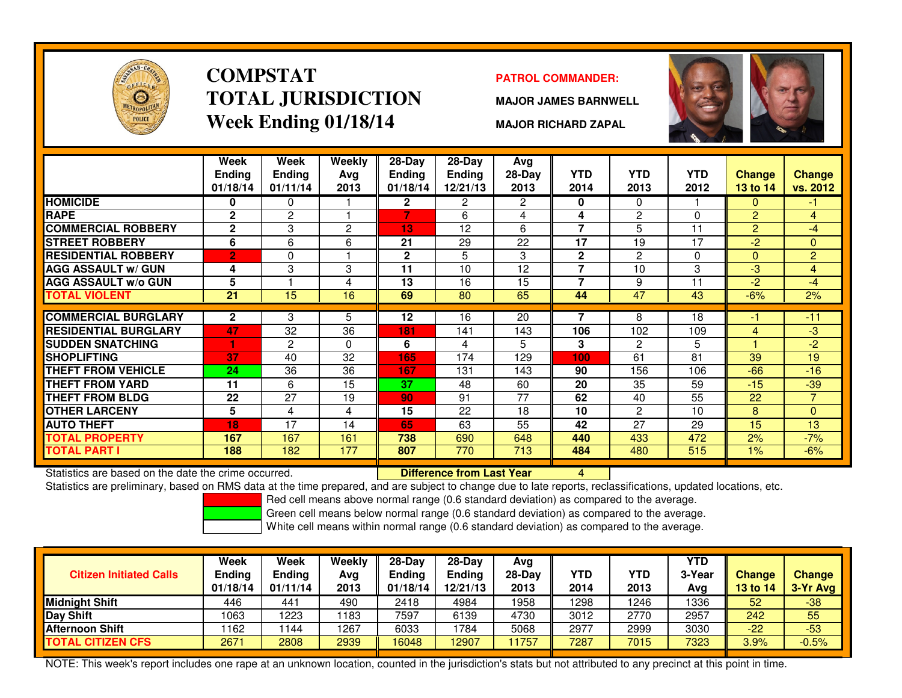# COMPSTAT
# TOTAL JURISDICTION
## Week Ending 01/18/14

**PATROL COMMANDER:**

**MAJOR JAMES BARNWELL**

**MAJOR RICHARD ZAPAL**

| | Week Ending 01/18/14 | Week Ending 01/11/14 | Weekly Avg 2013 | 28-Day Ending 01/18/14 | 28-Day Ending 12/21/13 | Avg 28-Day 2013 | YTD 2014 | YTD 2013 | YTD 2012 | Change 13 to 14 | Change vs. 2012 |
|---|---|---|---|---|---|---|---|---|---|---|---|
| HOMICIDE | 0 | 0 | 1 | 2 | 2 | 2 | 0 | 0 | 1 | 0 | -1 |
| RAPE | 2 | 2 | 1 | 7 | 6 | 4 | 4 | 2 | 0 | 2 | 4 |
| COMMERCIAL ROBBERY | 2 | 3 | 2 | 13 | 12 | 6 | 7 | 5 | 11 | 2 | -4 |
| STREET ROBBERY | 6 | 6 | 6 | 21 | 29 | 22 | 17 | 19 | 17 | -2 | 0 |
| RESIDENTIAL ROBBERY | 2 | 0 | 1 | 2 | 5 | 3 | 2 | 2 | 0 | 0 | 2 |
| AGG ASSAULT w/ GUN | 4 | 3 | 3 | 11 | 10 | 12 | 7 | 10 | 3 | -3 | 4 |
| AGG ASSAULT w/o GUN | 5 | 1 | 4 | 13 | 16 | 15 | 7 | 9 | 11 | -2 | -4 |
| TOTAL VIOLENT | 21 | 15 | 16 | 69 | 80 | 65 | 44 | 47 | 43 | -6% | 2% |
| COMMERCIAL BURGLARY | 2 | 3 | 5 | 12 | 16 | 20 | 7 | 8 | 18 | -1 | -11 |
| RESIDENTIAL BURGLARY | 47 | 32 | 36 | 181 | 141 | 143 | 106 | 102 | 109 | 4 | -3 |
| SUDDEN SNATCHING | 1 | 2 | 0 | 6 | 4 | 5 | 3 | 2 | 5 | 1 | -2 |
| SHOPLIFTING | 37 | 40 | 32 | 165 | 174 | 129 | 100 | 61 | 81 | 39 | 19 |
| THEFT FROM VEHICLE | 24 | 36 | 36 | 167 | 131 | 143 | 90 | 156 | 106 | -66 | -16 |
| THEFT FROM YARD | 11 | 6 | 15 | 37 | 48 | 60 | 20 | 35 | 59 | -15 | -39 |
| THEFT FROM BLDG | 22 | 27 | 19 | 90 | 91 | 77 | 62 | 40 | 55 | 22 | 7 |
| OTHER LARCENY | 5 | 4 | 4 | 15 | 22 | 18 | 10 | 2 | 10 | 8 | 0 |
| AUTO THEFT | 18 | 17 | 14 | 65 | 63 | 55 | 42 | 27 | 29 | 15 | 13 |
| TOTAL PROPERTY | 167 | 167 | 161 | 738 | 690 | 648 | 440 | 433 | 472 | 2% | -7% |
| TOTAL PART I | 188 | 182 | 177 | 807 | 770 | 713 | 484 | 480 | 515 | 1% | -6% |

Statistics are based on the date the crime occurred. **Difference from Last Year** 4

Statistics are preliminary, based on RMS data at the time prepared, and are subject to change due to late reports, reclassifications, updated locations, etc.

Red cell means above normal range (0.6 standard deviation) as compared to the average.

Green cell means below normal range (0.6 standard deviation) as compared to the average.

White cell means within normal range (0.6 standard deviation) as compared to the average.

| Citizen Initiated Calls | Week Ending 01/18/14 | Week Ending 01/11/14 | Weekly Avg 2013 | 28-Day Ending 01/18/14 | 28-Day Ending 12/21/13 | Avg 28-Day 2013 | YTD 2014 | YTD 2013 | YTD 3-Year Avg | Change 13 to 14 | Change 3-Yr Avg |
|---|---|---|---|---|---|---|---|---|---|---|---|
| Midnight Shift | 446 | 441 | 490 | 2418 | 4984 | 1958 | 1298 | 1246 | 1336 | 52 | -38 |
| Day Shift | 1063 | 1223 | 1183 | 7597 | 6139 | 4730 | 3012 | 2770 | 2957 | 242 | 55 |
| Afternoon Shift | 1162 | 1144 | 1267 | 6033 | 1784 | 5068 | 2977 | 2999 | 3030 | -22 | -53 |
| TOTAL CITIZEN CFS | 2671 | 2808 | 2939 | 16048 | 12907 | 11757 | 7287 | 7015 | 7323 | 3.9% | -0.5% |

NOTE: This week's report includes one rape at an unknown location, counted in the jurisdiction's stats but not attributed to any precinct at this point in time.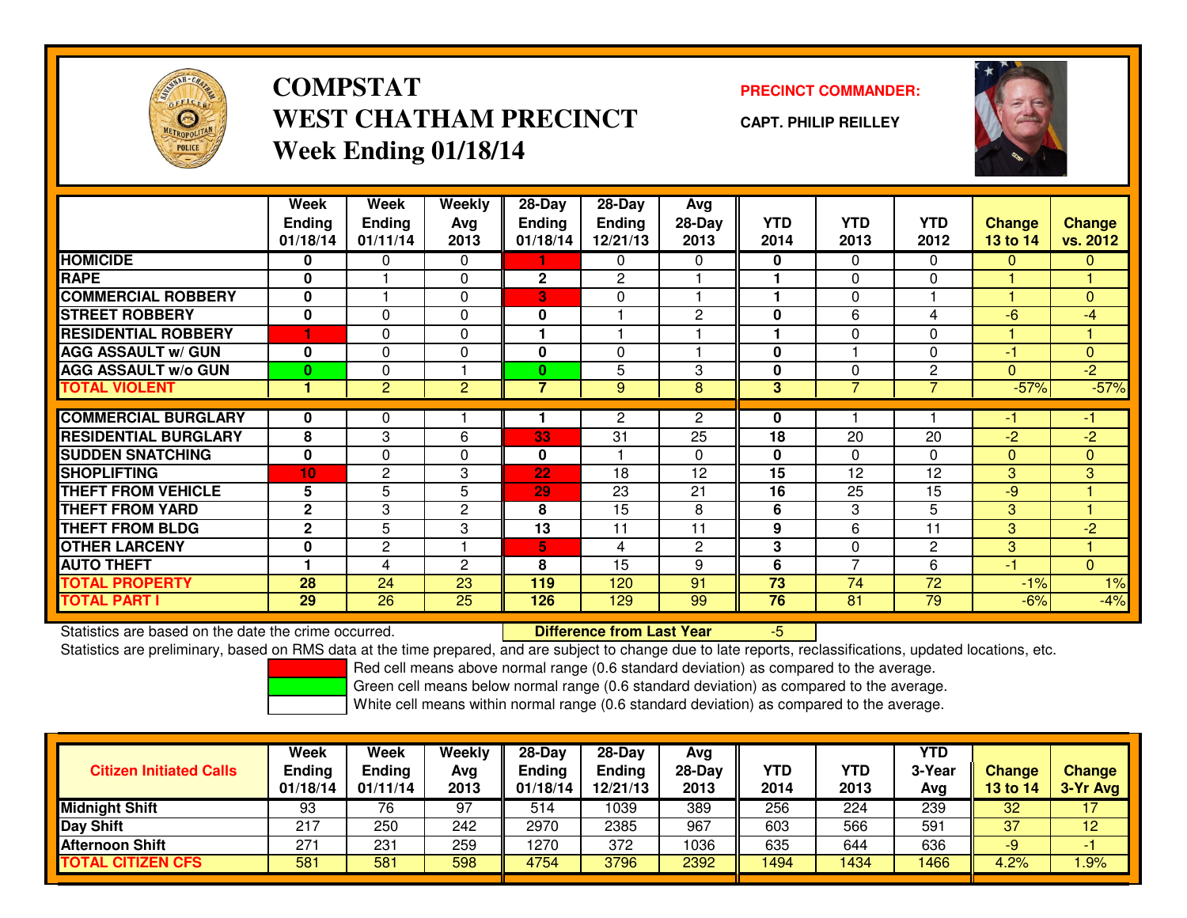# COMPSTAT
# WEST CHATHAM PRECINCT
## Week Ending 01/18/14

**PRECINCT COMMANDER:**

**CAPT. PHILIP REILLEY**

| | Week Ending 01/18/14 | Week Ending 01/11/14 | Weekly Avg 2013 | 28-Day Ending 01/18/14 | 28-Day Ending 12/21/13 | Avg 28-Day 2013 | YTD 2014 | YTD 2013 | YTD 2012 | Change 13 to 14 | Change vs. 2012 |
|---|---|---|---|---|---|---|---|---|---|---|---|
| HOMICIDE | 0 | 0 | 0 | 1 | 0 | 0 | 0 | 0 | 0 | 0 | 0 |
| RAPE | 0 | 1 | 0 | 2 | 2 | 1 | 1 | 0 | 0 | 1 | 1 |
| COMMERCIAL ROBBERY | 0 | 1 | 0 | 3 | 0 | 1 | 1 | 0 | 1 | 1 | 0 |
| STREET ROBBERY | 0 | 0 | 0 | 0 | 1 | 2 | 0 | 6 | 4 | -6 | -4 |
| RESIDENTIAL ROBBERY | 1 | 0 | 0 | 1 | 1 | 1 | 1 | 0 | 0 | 1 | 1 |
| AGG ASSAULT w/ GUN | 0 | 0 | 0 | 0 | 0 | 1 | 0 | 1 | 0 | -1 | 0 |
| AGG ASSAULT w/o GUN | 0 | 0 | 1 | 0 | 5 | 3 | 0 | 0 | 2 | 0 | -2 |
| TOTAL VIOLENT | 1 | 2 | 2 | 7 | 9 | 8 | 3 | 7 | 7 | -57% | -57% |
| COMMERCIAL BURGLARY | 0 | 0 | 1 | 1 | 2 | 2 | 0 | 1 | 1 | -1 | -1 |
| RESIDENTIAL BURGLARY | 8 | 3 | 6 | 33 | 31 | 25 | 18 | 20 | 20 | -2 | -2 |
| SUDDEN SNATCHING | 0 | 0 | 0 | 0 | 1 | 0 | 0 | 0 | 0 | 0 | 0 |
| SHOPLIFTING | 10 | 2 | 3 | 22 | 18 | 12 | 15 | 12 | 12 | 3 | 3 |
| THEFT FROM VEHICLE | 5 | 5 | 5 | 29 | 23 | 21 | 16 | 25 | 15 | -9 | 1 |
| THEFT FROM YARD | 2 | 3 | 2 | 8 | 15 | 8 | 6 | 3 | 5 | 3 | 1 |
| THEFT FROM BLDG | 2 | 5 | 3 | 13 | 11 | 11 | 9 | 6 | 11 | 3 | -2 |
| OTHER LARCENY | 0 | 2 | 1 | 5 | 4 | 2 | 3 | 0 | 2 | 3 | 1 |
| AUTO THEFT | 1 | 4 | 2 | 8 | 15 | 9 | 6 | 7 | 6 | -1 | 0 |
| TOTAL PROPERTY | 28 | 24 | 23 | 119 | 120 | 91 | 73 | 74 | 72 | -1% | 1% |
| TOTAL PART I | 29 | 26 | 25 | 126 | 129 | 99 | 76 | 81 | 79 | -6% | -4% |

Statistics are based on the date the crime occurred. **Difference from Last Year** -5

Statistics are preliminary, based on RMS data at the time prepared, and are subject to change due to late reports, reclassifications, updated locations, etc.

Red cell means above normal range (0.6 standard deviation) as compared to the average.
Green cell means below normal range (0.6 standard deviation) as compared to the average.
White cell means within normal range (0.6 standard deviation) as compared to the average.

| Citizen Initiated Calls | Week Ending 01/18/14 | Week Ending 01/11/14 | Weekly Avg 2013 | 28-Day Ending 01/18/14 | 28-Day Ending 12/21/13 | Avg 28-Day 2013 | YTD 2014 | YTD 2013 | YTD 3-Year Avg | Change 13 to 14 | Change 3-Yr Avg |
|---|---|---|---|---|---|---|---|---|---|---|---|
| Midnight Shift | 93 | 76 | 97 | 514 | 1039 | 389 | 256 | 224 | 239 | 32 | 17 |
| Day Shift | 217 | 250 | 242 | 2970 | 2385 | 967 | 603 | 566 | 591 | 37 | 12 |
| Afternoon Shift | 271 | 231 | 259 | 1270 | 372 | 1036 | 635 | 644 | 636 | -9 | -1 |
| TOTAL CITIZEN CFS | 581 | 581 | 598 | 4754 | 3796 | 2392 | 1494 | 1434 | 1466 | 4.2% | 1.9% |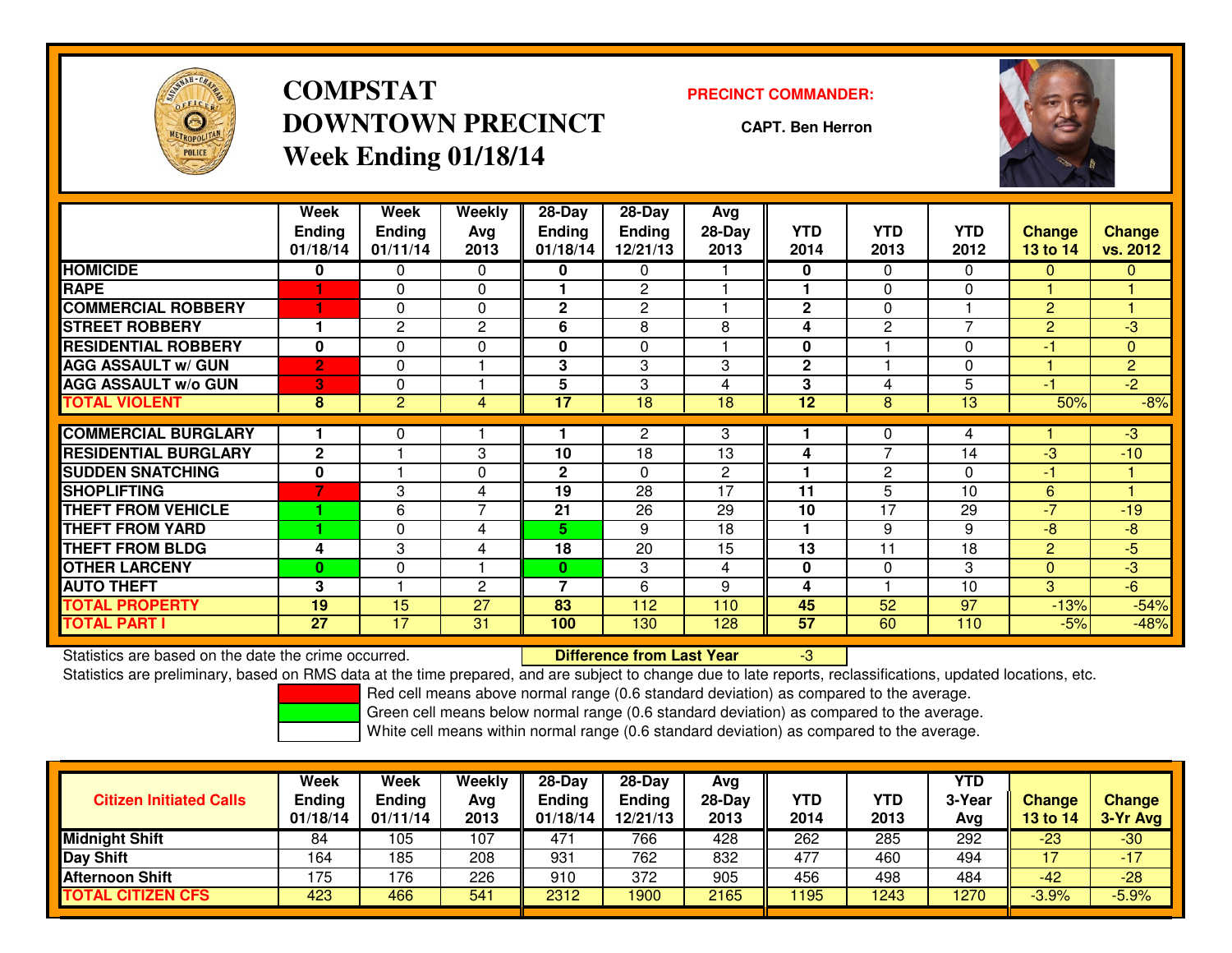# COMPSTAT
# DOWNTOWN PRECINCT
## Week Ending 01/18/14

**PRECINCT COMMANDER:**

**CAPT. Ben Herron**

| | Week Ending 01/18/14 | Week Ending 01/11/14 | Weekly Avg 2013 | 28-Day Ending 01/18/14 | 28-Day Ending 12/21/13 | Avg 28-Day 2013 | YTD 2014 | YTD 2013 | YTD 2012 | Change 13 to 14 | Change vs. 2012 |
|---|---|---|---|---|---|---|---|---|---|---|---|
| HOMICIDE | 0 | 0 | 0 | 0 | 0 | 1 | 0 | 0 | 0 | 0 | 0 |
| RAPE | 1 | 0 | 0 | 1 | 2 | 1 | 1 | 0 | 0 | 1 | 1 |
| COMMERCIAL ROBBERY | 1 | 0 | 0 | 2 | 2 | 1 | 2 | 0 | 1 | 2 | 1 |
| STREET ROBBERY | 1 | 2 | 2 | 6 | 8 | 8 | 4 | 2 | 7 | 2 | -3 |
| RESIDENTIAL ROBBERY | 0 | 0 | 0 | 0 | 0 | 1 | 0 | 1 | 0 | -1 | 0 |
| AGG ASSAULT w/ GUN | 2 | 0 | 1 | 3 | 3 | 3 | 2 | 1 | 0 | 1 | 2 |
| AGG ASSAULT w/o GUN | 3 | 0 | 1 | 5 | 3 | 4 | 3 | 4 | 5 | -1 | -2 |
| TOTAL VIOLENT | 8 | 2 | 4 | 17 | 18 | 18 | 12 | 8 | 13 | 50% | -8% |
| COMMERCIAL BURGLARY | 1 | 0 | 1 | 1 | 2 | 3 | 1 | 0 | 4 | 1 | -3 |
| RESIDENTIAL BURGLARY | 2 | 1 | 3 | 10 | 18 | 13 | 4 | 7 | 14 | -3 | -10 |
| SUDDEN SNATCHING | 0 | 1 | 0 | 2 | 0 | 2 | 1 | 2 | 0 | -1 | 1 |
| SHOPLIFTING | 7 | 3 | 4 | 19 | 28 | 17 | 11 | 5 | 10 | 6 | 1 |
| THEFT FROM VEHICLE | 1 | 6 | 7 | 21 | 26 | 29 | 10 | 17 | 29 | -7 | -19 |
| THEFT FROM YARD | 1 | 0 | 4 | 5 | 9 | 18 | 1 | 9 | 9 | -8 | -8 |
| THEFT FROM BLDG | 4 | 3 | 4 | 18 | 20 | 15 | 13 | 11 | 18 | 2 | -5 |
| OTHER LARCENY | 0 | 0 | 1 | 0 | 3 | 4 | 0 | 0 | 3 | 0 | -3 |
| AUTO THEFT | 3 | 1 | 2 | 7 | 6 | 9 | 4 | 1 | 10 | 3 | -6 |
| TOTAL PROPERTY | 19 | 15 | 27 | 83 | 112 | 110 | 45 | 52 | 97 | -13% | -54% |
| TOTAL PART I | 27 | 17 | 31 | 100 | 130 | 128 | 57 | 60 | 110 | -5% | -48% |

Statistics are based on the date the crime occurred.

**Difference from Last Year** -3

Statistics are preliminary, based on RMS data at the time prepared, and are subject to change due to late reports, reclassifications, updated locations, etc.

Red cell means above normal range (0.6 standard deviation) as compared to the average.
Green cell means below normal range (0.6 standard deviation) as compared to the average.
White cell means within normal range (0.6 standard deviation) as compared to the average.

| Citizen Initiated Calls | Week Ending 01/18/14 | Week Ending 01/11/14 | Weekly Avg 2013 | 28-Day Ending 01/18/14 | 28-Day Ending 12/21/13 | Avg 28-Day 2013 | YTD 2014 | YTD 2013 | YTD 3-Year Avg | Change 13 to 14 | Change 3-Yr Avg |
|---|---|---|---|---|---|---|---|---|---|---|---|
| Midnight Shift | 84 | 105 | 107 | 471 | 766 | 428 | 262 | 285 | 292 | -23 | -30 |
| Day Shift | 164 | 185 | 208 | 931 | 762 | 832 | 477 | 460 | 494 | 17 | -17 |
| Afternoon Shift | 175 | 176 | 226 | 910 | 372 | 905 | 456 | 498 | 484 | -42 | -28 |
| TOTAL CITIZEN CFS | 423 | 466 | 541 | 2312 | 1900 | 2165 | 1195 | 1243 | 1270 | -3.9% | -5.9% |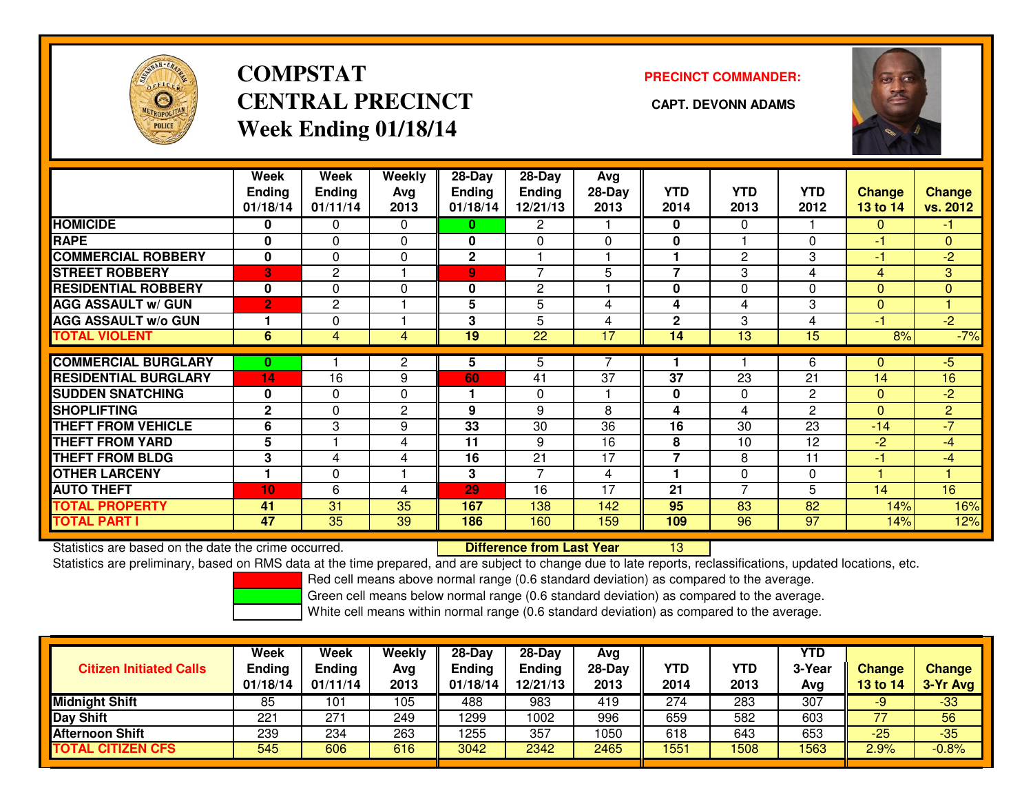# COMPSTAT CENTRAL PRECINCT

## Week Ending 01/18/14

**PRECINCT COMMANDER:**

**CAPT. DEVONN ADAMS**

| | Week Ending 01/18/14 | Week Ending 01/11/14 | Weekly Avg 2013 | 28-Day Ending 01/18/14 | 28-Day Ending 12/21/13 | Avg 28-Day 2013 | YTD 2014 | YTD 2013 | YTD 2012 | Change 13 to 14 | Change vs. 2012 |
|---|---|---|---|---|---|---|---|---|---|---|---|
| HOMICIDE | 0 | 0 | 0 | 0 | 2 | 1 | 0 | 0 | 1 | 0 | -1 |
| RAPE | 0 | 0 | 0 | 0 | 0 | 0 | 0 | 1 | 0 | -1 | 0 |
| COMMERCIAL ROBBERY | 0 | 0 | 0 | 2 | 1 | 1 | 1 | 2 | 3 | -1 | -2 |
| STREET ROBBERY | 3 | 2 | 1 | 9 | 7 | 5 | 7 | 3 | 4 | 4 | 3 |
| RESIDENTIAL ROBBERY | 0 | 0 | 0 | 0 | 2 | 1 | 0 | 0 | 0 | 0 | 0 |
| AGG ASSAULT w/ GUN | 2 | 2 | 1 | 5 | 5 | 4 | 4 | 4 | 3 | 0 | 1 |
| AGG ASSAULT w/o GUN | 1 | 0 | 1 | 3 | 5 | 4 | 2 | 3 | 4 | -1 | -2 |
| TOTAL VIOLENT | 6 | 4 | 4 | 19 | 22 | 17 | 14 | 13 | 15 | 8% | -7% |
| COMMERCIAL BURGLARY | 0 | 1 | 2 | 5 | 5 | 7 | 1 | 1 | 6 | 0 | -5 |
| RESIDENTIAL BURGLARY | 14 | 16 | 9 | 60 | 41 | 37 | 37 | 23 | 21 | 14 | 16 |
| SUDDEN SNATCHING | 0 | 0 | 0 | 1 | 0 | 1 | 0 | 0 | 2 | 0 | -2 |
| SHOPLIFTING | 2 | 0 | 2 | 9 | 9 | 8 | 4 | 4 | 2 | 0 | 2 |
| THEFT FROM VEHICLE | 6 | 3 | 9 | 33 | 30 | 36 | 16 | 30 | 23 | -14 | -7 |
| THEFT FROM YARD | 5 | 1 | 4 | 11 | 9 | 16 | 8 | 10 | 12 | -2 | -4 |
| THEFT FROM BLDG | 3 | 4 | 4 | 16 | 21 | 17 | 7 | 8 | 11 | -1 | -4 |
| OTHER LARCENY | 1 | 0 | 1 | 3 | 7 | 4 | 1 | 0 | 0 | 1 | 1 |
| AUTO THEFT | 10 | 6 | 4 | 29 | 16 | 17 | 21 | 7 | 5 | 14 | 16 |
| TOTAL PROPERTY | 41 | 31 | 35 | 167 | 138 | 142 | 95 | 83 | 82 | 14% | 16% |
| TOTAL PART I | 47 | 35 | 39 | 186 | 160 | 159 | 109 | 96 | 97 | 14% | 12% |

Statistics are based on the date the crime occurred. **Difference from Last Year** 13

Statistics are preliminary, based on RMS data at the time prepared, and are subject to change due to late reports, reclassifications, updated locations, etc.

Red cell means above normal range (0.6 standard deviation) as compared to the average.
Green cell means below normal range (0.6 standard deviation) as compared to the average.
White cell means within normal range (0.6 standard deviation) as compared to the average.

| Citizen Initiated Calls | Week Ending 01/18/14 | Week Ending 01/11/14 | Weekly Avg 2013 | 28-Day Ending 01/18/14 | 28-Day Ending 12/21/13 | Avg 28-Day 2013 | YTD 2014 | YTD 2013 | YTD 3-Year Avg | Change 13 to 14 | Change 3-Yr Avg |
|---|---|---|---|---|---|---|---|---|---|---|---|
| Midnight Shift | 85 | 101 | 105 | 488 | 983 | 419 | 274 | 283 | 307 | -9 | -33 |
| Day Shift | 221 | 271 | 249 | 1299 | 1002 | 996 | 659 | 582 | 603 | 77 | 56 |
| Afternoon Shift | 239 | 234 | 263 | 1255 | 357 | 1050 | 618 | 643 | 653 | -25 | -35 |
| TOTAL CITIZEN CFS | 545 | 606 | 616 | 3042 | 2342 | 2465 | 1551 | 1508 | 1563 | 2.9% | -0.8% |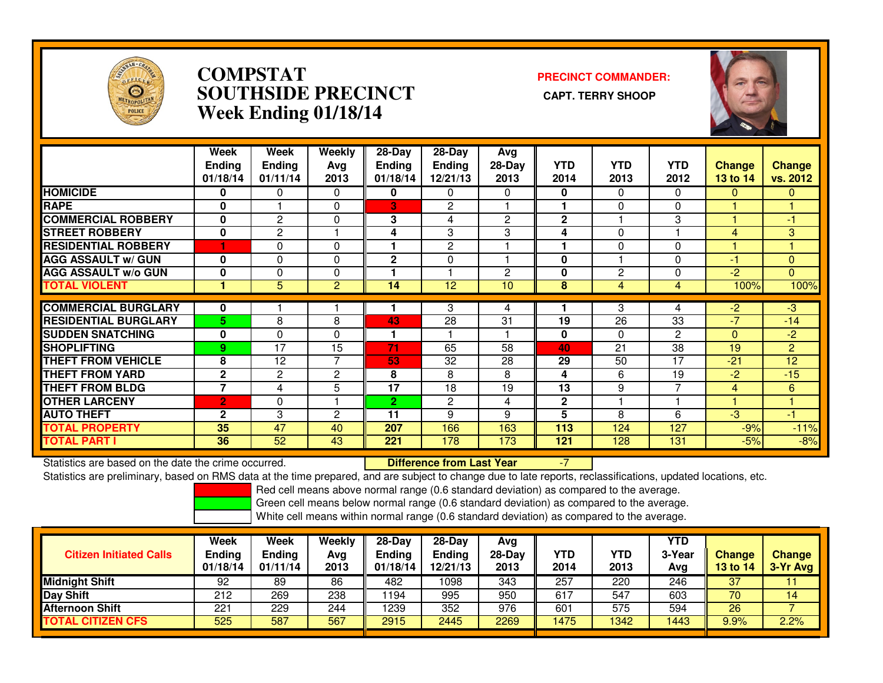# COMPSTAT SOUTHSIDE PRECINCT Week Ending 01/18/14

**PRECINCT COMMANDER:**
**CAPT. TERRY SHOOP**

| | Week Ending 01/18/14 | Week Ending 01/11/14 | Weekly Avg 2013 | 28-Day Ending 01/18/14 | 28-Day Ending 12/21/13 | Avg 28-Day 2013 | YTD 2014 | YTD 2013 | YTD 2012 | Change 13 to 14 | Change vs. 2012 |
|---|---|---|---|---|---|---|---|---|---|---|---|
| HOMICIDE | 0 | 0 | 0 | 0 | 0 | 0 | 0 | 0 | 0 | 0 | 0 |
| RAPE | 0 | 1 | 0 | 3 | 2 | 1 | 1 | 0 | 0 | 1 | 1 |
| COMMERCIAL ROBBERY | 0 | 2 | 0 | 3 | 4 | 2 | 2 | 1 | 3 | 1 | -1 |
| STREET ROBBERY | 0 | 2 | 1 | 4 | 3 | 3 | 4 | 0 | 1 | 4 | 3 |
| RESIDENTIAL ROBBERY | 1 | 0 | 0 | 1 | 2 | 1 | 1 | 0 | 0 | 1 | 1 |
| AGG ASSAULT w/ GUN | 0 | 0 | 0 | 2 | 0 | 1 | 0 | 1 | 0 | -1 | 0 |
| AGG ASSAULT w/o GUN | 0 | 0 | 0 | 1 | 1 | 2 | 0 | 2 | 0 | -2 | 0 |
| TOTAL VIOLENT | 1 | 5 | 2 | 14 | 12 | 10 | 8 | 4 | 4 | 100% | 100% |
| COMMERCIAL BURGLARY | 0 | 1 | 1 | 1 | 3 | 4 | 1 | 3 | 4 | -2 | -3 |
| RESIDENTIAL BURGLARY | 5 | 8 | 8 | 43 | 28 | 31 | 19 | 26 | 33 | -7 | -14 |
| SUDDEN SNATCHING | 0 | 0 | 0 | 1 | 1 | 1 | 0 | 0 | 2 | 0 | -2 |
| SHOPLIFTING | 9 | 17 | 15 | 71 | 65 | 58 | 40 | 21 | 38 | 19 | 2 |
| THEFT FROM VEHICLE | 8 | 12 | 7 | 53 | 32 | 28 | 29 | 50 | 17 | -21 | 12 |
| THEFT FROM YARD | 2 | 2 | 2 | 8 | 8 | 8 | 4 | 6 | 19 | -2 | -15 |
| THEFT FROM BLDG | 7 | 4 | 5 | 17 | 18 | 19 | 13 | 9 | 7 | 4 | 6 |
| OTHER LARCENY | 2 | 0 | 1 | 2 | 2 | 4 | 2 | 1 | 1 | 1 | 1 |
| AUTO THEFT | 2 | 3 | 2 | 11 | 9 | 9 | 5 | 8 | 6 | -3 | -1 |
| TOTAL PROPERTY | 35 | 47 | 40 | 207 | 166 | 163 | 113 | 124 | 127 | -9% | -11% |
| TOTAL PART I | 36 | 52 | 43 | 221 | 178 | 173 | 121 | 128 | 131 | -5% | -8% |

Statistics are based on the date the crime occurred. **Difference from Last Year** -7

Statistics are preliminary, based on RMS data at the time prepared, and are subject to change due to late reports, reclassifications, updated locations, etc.

Red cell means above normal range (0.6 standard deviation) as compared to the average.
Green cell means below normal range (0.6 standard deviation) as compared to the average.
White cell means within normal range (0.6 standard deviation) as compared to the average.

| Citizen Initiated Calls | Week Ending 01/18/14 | Week Ending 01/11/14 | Weekly Avg 2013 | 28-Day Ending 01/18/14 | 28-Day Ending 12/21/13 | Avg 28-Day 2013 | YTD 2014 | YTD 2013 | YTD 3-Year Avg | Change 13 to 14 | Change 3-Yr Avg |
|---|---|---|---|---|---|---|---|---|---|---|---|
| Midnight Shift | 92 | 89 | 86 | 482 | 1098 | 343 | 257 | 220 | 246 | 37 | 11 |
| Day Shift | 212 | 269 | 238 | 1194 | 995 | 950 | 617 | 547 | 603 | 70 | 14 |
| Afternoon Shift | 221 | 229 | 244 | 1239 | 352 | 976 | 601 | 575 | 594 | 26 | 7 |
| TOTAL CITIZEN CFS | 525 | 587 | 567 | 2915 | 2445 | 2269 | 1475 | 1342 | 1443 | 9.9% | 2.2% |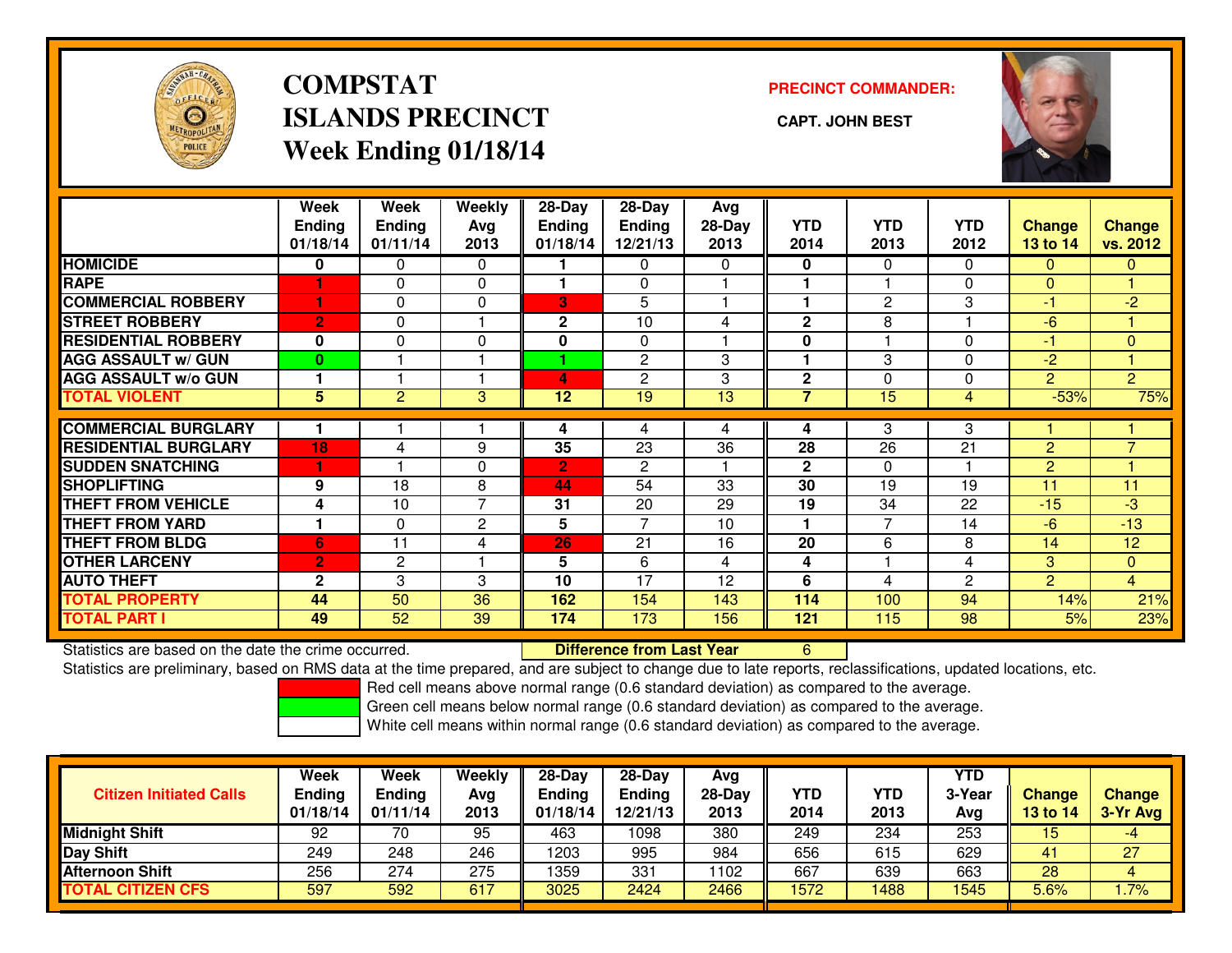# COMPSTAT ISLANDS PRECINCT
## Week Ending 01/18/14

**PRECINCT COMMANDER:** CAPT. JOHN BEST

| | Week Ending 01/18/14 | Week Ending 01/11/14 | Weekly Avg 2013 | 28-Day Ending 01/18/14 | 28-Day Ending 12/21/13 | Avg 28-Day 2013 | YTD 2014 | YTD 2013 | YTD 2012 | Change 13 to 14 | Change vs. 2012 |
|---|---|---|---|---|---|---|---|---|---|---|---|
| HOMICIDE | 0 | 0 | 0 | 1 | 0 | 0 | 0 | 0 | 0 | 0 | 0 |
| RAPE | 1 | 0 | 0 | 1 | 0 | 1 | 1 | 1 | 0 | 0 | 1 |
| COMMERCIAL ROBBERY | 1 | 0 | 0 | 3 | 5 | 1 | 1 | 2 | 3 | -1 | -2 |
| STREET ROBBERY | 2 | 0 | 1 | 2 | 10 | 4 | 2 | 8 | 1 | -6 | 1 |
| RESIDENTIAL ROBBERY | 0 | 0 | 0 | 0 | 0 | 1 | 0 | 1 | 0 | -1 | 0 |
| AGG ASSAULT w/ GUN | 0 | 1 | 1 | 1 | 2 | 3 | 1 | 3 | 0 | -2 | 1 |
| AGG ASSAULT w/o GUN | 1 | 1 | 1 | 4 | 2 | 3 | 2 | 0 | 0 | 2 | 2 |
| TOTAL VIOLENT | 5 | 2 | 3 | 12 | 19 | 13 | 7 | 15 | 4 | -53% | 75% |
| COMMERCIAL BURGLARY | 1 | 1 | 1 | 4 | 4 | 4 | 4 | 3 | 3 | 1 | 1 |
| RESIDENTIAL BURGLARY | 18 | 4 | 9 | 35 | 23 | 36 | 28 | 26 | 21 | 2 | 7 |
| SUDDEN SNATCHING | 1 | 1 | 0 | 2 | 2 | 1 | 2 | 0 | 1 | 2 | 1 |
| SHOPLIFTING | 9 | 18 | 8 | 44 | 54 | 33 | 30 | 19 | 19 | 11 | 11 |
| THEFT FROM VEHICLE | 4 | 10 | 7 | 31 | 20 | 29 | 19 | 34 | 22 | -15 | -3 |
| THEFT FROM YARD | 1 | 0 | 2 | 5 | 7 | 10 | 1 | 7 | 14 | -6 | -13 |
| THEFT FROM BLDG | 6 | 11 | 4 | 26 | 21 | 16 | 20 | 6 | 8 | 14 | 12 |
| OTHER LARCENY | 2 | 2 | 1 | 5 | 6 | 4 | 4 | 1 | 4 | 3 | 0 |
| AUTO THEFT | 2 | 3 | 3 | 10 | 17 | 12 | 6 | 4 | 2 | 2 | 4 |
| TOTAL PROPERTY | 44 | 50 | 36 | 162 | 154 | 143 | 114 | 100 | 94 | 14% | 21% |
| TOTAL PART I | 49 | 52 | 39 | 174 | 173 | 156 | 121 | 115 | 98 | 5% | 23% |

Statistics are based on the date the crime occurred. **Difference from Last Year** 6

Statistics are preliminary, based on RMS data at the time prepared, and are subject to change due to late reports, reclassifications, updated locations, etc.

Red cell means above normal range (0.6 standard deviation) as compared to the average.

Green cell means below normal range (0.6 standard deviation) as compared to the average.

White cell means within normal range (0.6 standard deviation) as compared to the average.

| Citizen Initiated Calls | Week Ending 01/18/14 | Week Ending 01/11/14 | Weekly Avg 2013 | 28-Day Ending 01/18/14 | 28-Day Ending 12/21/13 | Avg 28-Day 2013 | YTD 2014 | YTD 2013 | YTD 3-Year Avg | Change 13 to 14 | Change 3-Yr Avg |
|---|---|---|---|---|---|---|---|---|---|---|---|
| Midnight Shift | 92 | 70 | 95 | 463 | 1098 | 380 | 249 | 234 | 253 | 15 | -4 |
| Day Shift | 249 | 248 | 246 | 1203 | 995 | 984 | 656 | 615 | 629 | 41 | 27 |
| Afternoon Shift | 256 | 274 | 275 | 1359 | 331 | 1102 | 667 | 639 | 663 | 28 | 4 |
| TOTAL CITIZEN CFS | 597 | 592 | 617 | 3025 | 2424 | 2466 | 1572 | 1488 | 1545 | 5.6% | 1.7% |